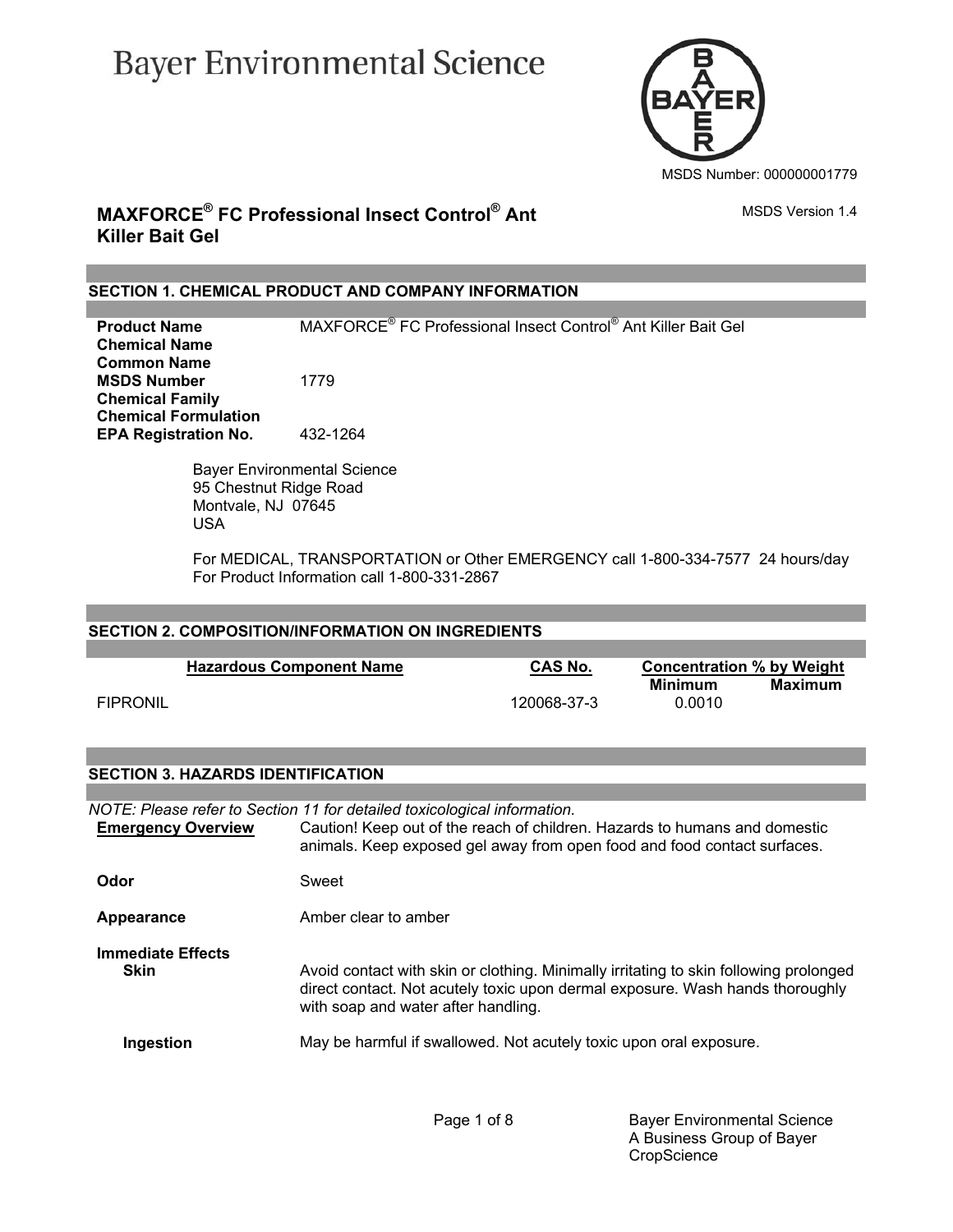# Bayer Environmental Science

MSDS Number: 000000001779

## MAXFORCE® FC Professional Insect Control® Ant Killer Bait Gel

MSDS Version 1.4

### SECTION 1. CHEMICAL PRODUCT AND COMPANY INFORMATION

**Product Name** MAXFORCE® FC Professional Insect Control® Ant Killer Bait Gel
**Chemical Name**
**Common Name**
**MSDS Number** 1779
**Chemical Family**
**Chemical Formulation**
**EPA Registration No.** 432-1264

Bayer Environmental Science
95 Chestnut Ridge Road
Montvale, NJ 07645
USA

For MEDICAL, TRANSPORTATION or Other EMERGENCY call 1-800-334-7577 24 hours/day
For Product Information call 1-800-331-2867

### SECTION 2. COMPOSITION/INFORMATION ON INGREDIENTS

| Hazardous Component Name | CAS No. | Concentration % by Weight Minimum | Concentration % by Weight Maximum |
| --- | --- | --- | --- |
| FIPRONIL | 120068-37-3 | 0.0010 | |

### SECTION 3. HAZARDS IDENTIFICATION

*NOTE: Please refer to Section 11 for detailed toxicological information.*

**Emergency Overview** Caution! Keep out of the reach of children. Hazards to humans and domestic animals. Keep exposed gel away from open food and food contact surfaces.

**Odor** Sweet

**Appearance** Amber clear to amber

**Immediate Effects**

**Skin** Avoid contact with skin or clothing. Minimally irritating to skin following prolonged direct contact. Not acutely toxic upon dermal exposure. Wash hands thoroughly with soap and water after handling.

**Ingestion** May be harmful if swallowed. Not acutely toxic upon oral exposure.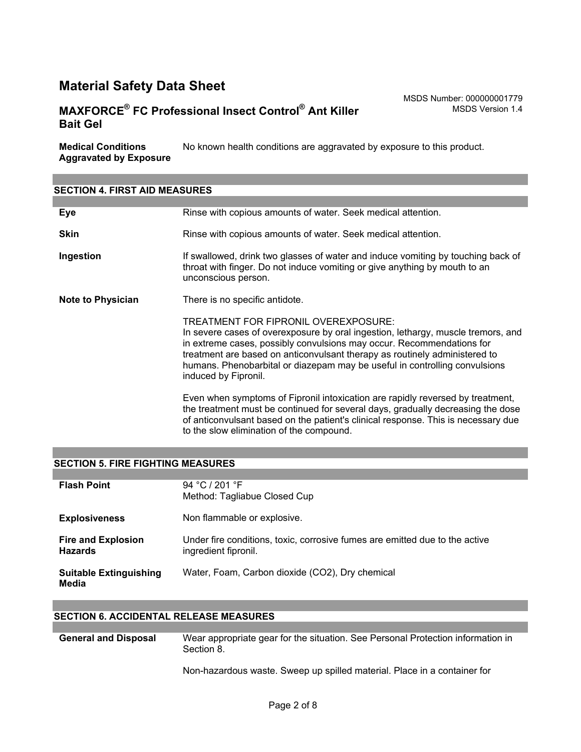**Medical Conditions Aggravated by Exposure** No known health conditions are aggravated by exposure to this product.

## SECTION 4. FIRST AID MEASURES

**Eye** Rinse with copious amounts of water. Seek medical attention.

**Skin** Rinse with copious amounts of water. Seek medical attention.

**Ingestion** If swallowed, drink two glasses of water and induce vomiting by touching back of throat with finger. Do not induce vomiting or give anything by mouth to an unconscious person.

**Note to Physician** There is no specific antidote.

TREATMENT FOR FIPRONIL OVEREXPOSURE:
In severe cases of overexposure by oral ingestion, lethargy, muscle tremors, and in extreme cases, possibly convulsions may occur. Recommendations for treatment are based on anticonvulsant therapy as routinely administered to humans. Phenobarbital or diazepam may be useful in controlling convulsions induced by Fipronil.

Even when symptoms of Fipronil intoxication are rapidly reversed by treatment, the treatment must be continued for several days, gradually decreasing the dose of anticonvulsant based on the patient's clinical response. This is necessary due to the slow elimination of the compound.

## SECTION 5. FIRE FIGHTING MEASURES

**Flash Point** 94 °C / 201 °F
Method: Tagliabue Closed Cup

**Explosiveness** Non flammable or explosive.

**Fire and Explosion Hazards** Under fire conditions, toxic, corrosive fumes are emitted due to the active ingredient fipronil.

**Suitable Extinguishing Media** Water, Foam, Carbon dioxide ($CO_2$), Dry chemical

## SECTION 6. ACCIDENTAL RELEASE MEASURES

**General and Disposal** Wear appropriate gear for the situation. See Personal Protection information in Section 8.

Non-hazardous waste. Sweep up spilled material. Place in a container for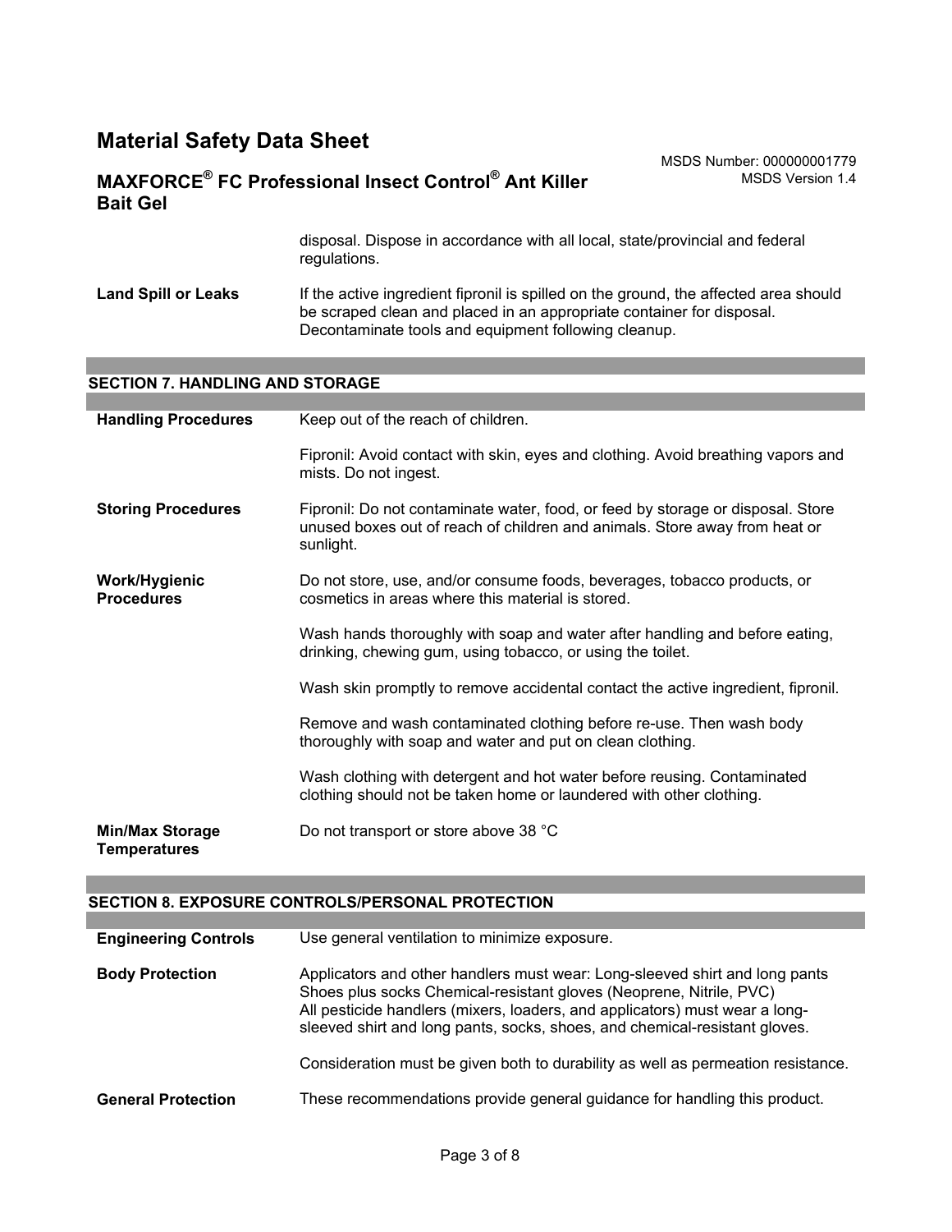| | |
|---|---|
| | disposal. Dispose in accordance with all local, state/provincial and federal regulations. |
| **Land Spill or Leaks** | If the active ingredient fipronil is spilled on the ground, the affected area should be scraped clean and placed in an appropriate container for disposal. Decontaminate tools and equipment following cleanup. |

## SECTION 7. HANDLING AND STORAGE

| | |
|---|---|
| **Handling Procedures** | Keep out of the reach of children.<br><br>Fipronil: Avoid contact with skin, eyes and clothing. Avoid breathing vapors and mists. Do not ingest. |
| **Storing Procedures** | Fipronil: Do not contaminate water, food, or feed by storage or disposal. Store unused boxes out of reach of children and animals. Store away from heat or sunlight. |
| **Work/Hygienic Procedures** | Do not store, use, and/or consume foods, beverages, tobacco products, or cosmetics in areas where this material is stored.<br><br>Wash hands thoroughly with soap and water after handling and before eating, drinking, chewing gum, using tobacco, or using the toilet.<br><br>Wash skin promptly to remove accidental contact the active ingredient, fipronil.<br><br>Remove and wash contaminated clothing before re-use. Then wash body thoroughly with soap and water and put on clean clothing.<br><br>Wash clothing with detergent and hot water before reusing. Contaminated clothing should not be taken home or laundered with other clothing. |
| **Min/Max Storage Temperatures** | Do not transport or store above 38 °C |

## SECTION 8. EXPOSURE CONTROLS/PERSONAL PROTECTION

| | |
|---|---|
| **Engineering Controls** | Use general ventilation to minimize exposure. |
| **Body Protection** | Applicators and other handlers must wear: Long-sleeved shirt and long pants Shoes plus socks Chemical-resistant gloves (Neoprene, Nitrile, PVC)<br>All pesticide handlers (mixers, loaders, and applicators) must wear a long-sleeved shirt and long pants, socks, shoes, and chemical-resistant gloves.<br><br>Consideration must be given both to durability as well as permeation resistance. |
| **General Protection** | These recommendations provide general guidance for handling this product. |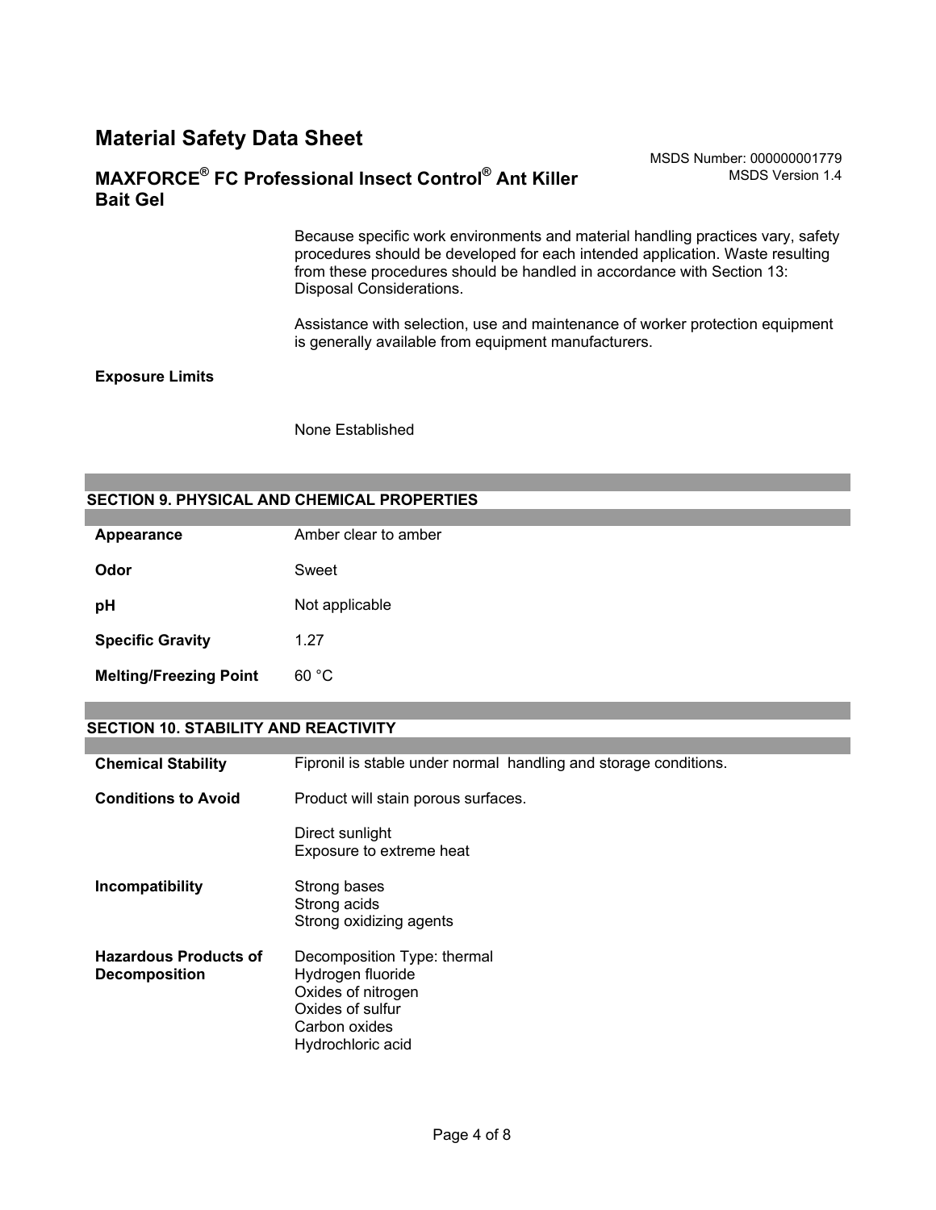Because specific work environments and material handling practices vary, safety procedures should be developed for each intended application. Waste resulting from these procedures should be handled in accordance with Section 13: Disposal Considerations.

Assistance with selection, use and maintenance of worker protection equipment is generally available from equipment manufacturers.

**Exposure Limits**

None Established

## SECTION 9. PHYSICAL AND CHEMICAL PROPERTIES

| | |
|---|---|
| **Appearance** | Amber clear to amber |
| **Odor** | Sweet |
| **pH** | Not applicable |
| **Specific Gravity** | 1.27 |
| **Melting/Freezing Point** | 60 °C |

## SECTION 10. STABILITY AND REACTIVITY

| | |
|---|---|
| **Chemical Stability** | Fipronil is stable under normal handling and storage conditions. |
| **Conditions to Avoid** | Product will stain porous surfaces.<br><br>Direct sunlight<br>Exposure to extreme heat |
| **Incompatibility** | Strong bases<br>Strong acids<br>Strong oxidizing agents |
| **Hazardous Products of Decomposition** | Decomposition Type: thermal<br>Hydrogen fluoride<br>Oxides of nitrogen<br>Oxides of sulfur<br>Carbon oxides<br>Hydrochloric acid |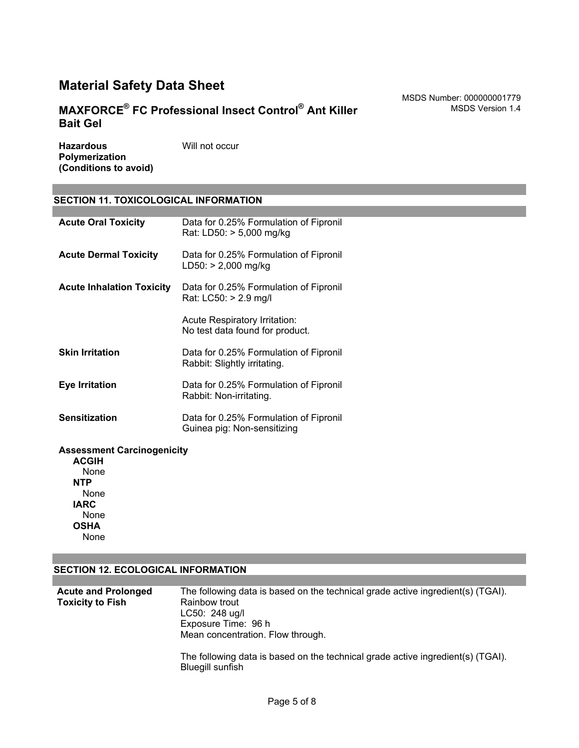| | |
|---|---|
| **Hazardous Polymerization (Conditions to avoid)** | Will not occur |

## SECTION 11. TOXICOLOGICAL INFORMATION

| | |
|---|---|
| **Acute Oral Toxicity** | Data for 0.25% Formulation of Fipronil<br>Rat: LD50: > 5,000 mg/kg |
| **Acute Dermal Toxicity** | Data for 0.25% Formulation of Fipronil<br>LD50: > 2,000 mg/kg |
| **Acute Inhalation Toxicity** | Data for 0.25% Formulation of Fipronil<br>Rat: LC50: > 2.9 mg/l<br><br>Acute Respiratory Irritation:<br>No test data found for product. |
| **Skin Irritation** | Data for 0.25% Formulation of Fipronil<br>Rabbit: Slightly irritating. |
| **Eye Irritation** | Data for 0.25% Formulation of Fipronil<br>Rabbit: Non-irritating. |
| **Sensitization** | Data for 0.25% Formulation of Fipronil<br>Guinea pig: Non-sensitizing |

**Assessment Carcinogenicity**

**ACGIH**
None

**NTP**
None

**IARC**
None

**OSHA**
None

## SECTION 12. ECOLOGICAL INFORMATION

| | |
|---|---|
| **Acute and Prolonged Toxicity to Fish** | The following data is based on the technical grade active ingredient(s) (TGAI).<br>Rainbow trout<br>LC50: 248 ug/l<br>Exposure Time: 96 h<br>Mean concentration. Flow through.<br><br>The following data is based on the technical grade active ingredient(s) (TGAI).<br>Bluegill sunfish |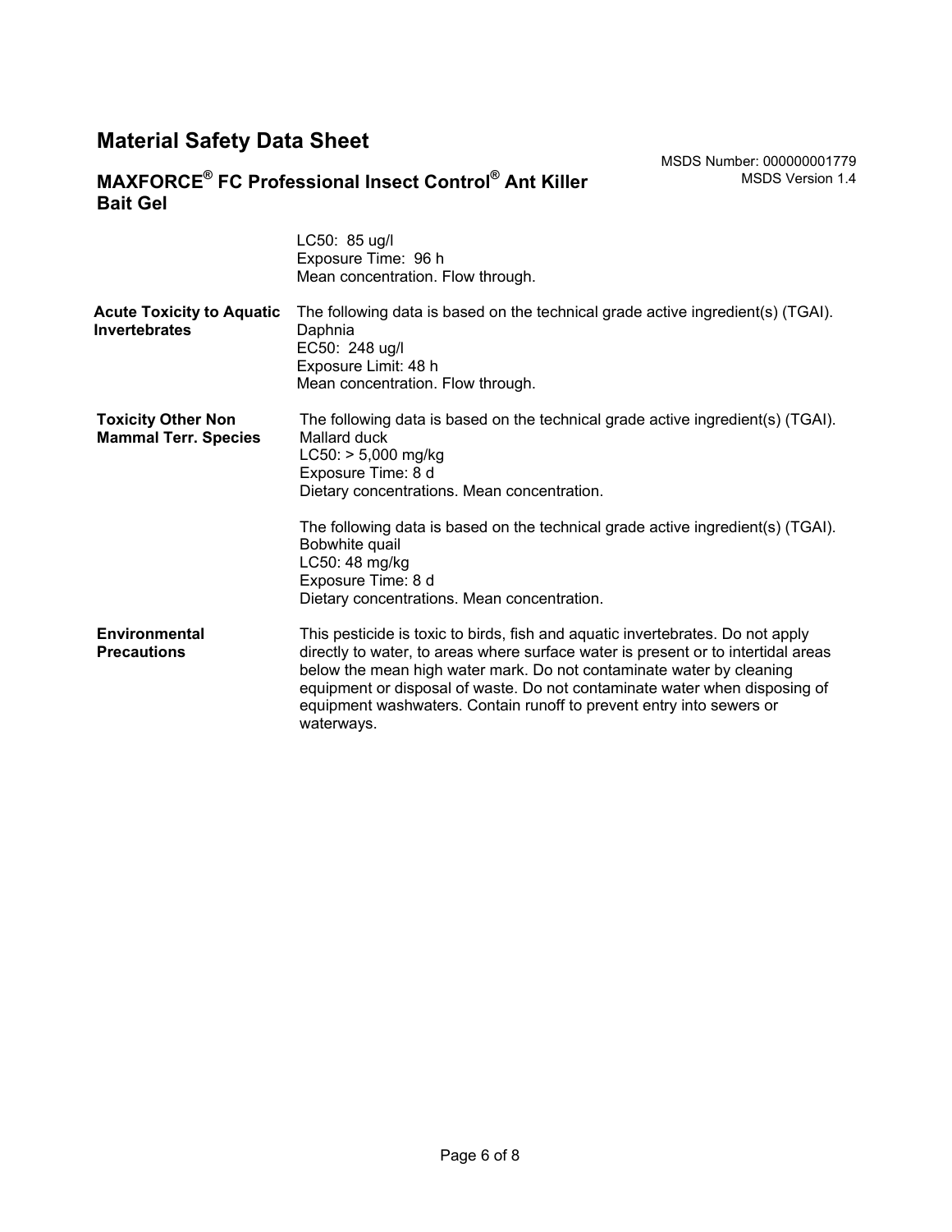| | |
|---|---|
| | LC50: 85 ug/l<br>Exposure Time: 96 h<br>Mean concentration. Flow through. |
| **Acute Toxicity to Aquatic Invertebrates** | The following data is based on the technical grade active ingredient(s) (TGAI).<br>Daphnia<br>EC50: 248 ug/l<br>Exposure Limit: 48 h<br>Mean concentration. Flow through. |
| **Toxicity Other Non Mammal Terr. Species** | The following data is based on the technical grade active ingredient(s) (TGAI).<br>Mallard duck<br>LC50: > 5,000 mg/kg<br>Exposure Time: 8 d<br>Dietary concentrations. Mean concentration.<br><br>The following data is based on the technical grade active ingredient(s) (TGAI).<br>Bobwhite quail<br>LC50: 48 mg/kg<br>Exposure Time: 8 d<br>Dietary concentrations. Mean concentration. |
| **Environmental Precautions** | This pesticide is toxic to birds, fish and aquatic invertebrates. Do not apply directly to water, to areas where surface water is present or to intertidal areas below the mean high water mark. Do not contaminate water by cleaning equipment or disposal of waste. Do not contaminate water when disposing of equipment washwaters. Contain runoff to prevent entry into sewers or waterways. |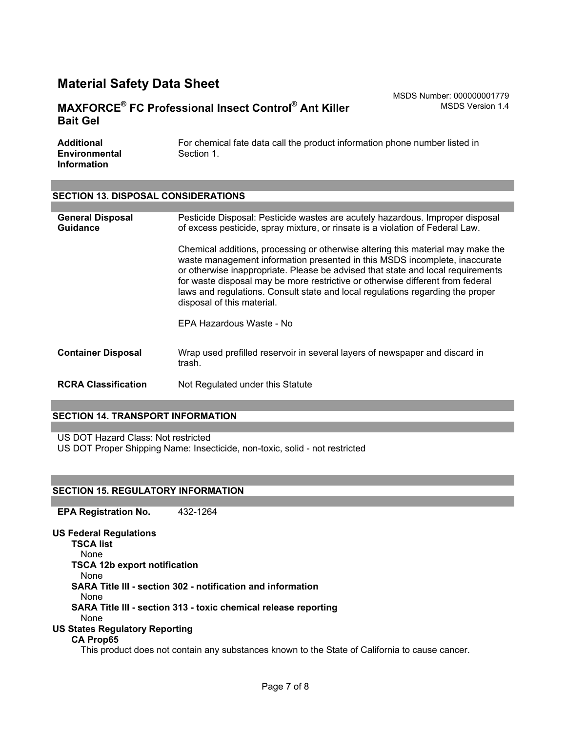**Additional Environmental Information**: For chemical fate data call the product information phone number listed in Section 1.

## SECTION 13. DISPOSAL CONSIDERATIONS

**General Disposal Guidance**

Pesticide Disposal: Pesticide wastes are acutely hazardous. Improper disposal of excess pesticide, spray mixture, or rinsate is a violation of Federal Law.

Chemical additions, processing or otherwise altering this material may make the waste management information presented in this MSDS incomplete, inaccurate or otherwise inappropriate. Please be advised that state and local requirements for waste disposal may be more restrictive or otherwise different from federal laws and regulations. Consult state and local regulations regarding the proper disposal of this material.

EPA Hazardous Waste - No

**Container Disposal**

Wrap used prefilled reservoir in several layers of newspaper and discard in trash.

**RCRA Classification**

Not Regulated under this Statute

## SECTION 14. TRANSPORT INFORMATION

US DOT Hazard Class: Not restricted
US DOT Proper Shipping Name: Insecticide, non-toxic, solid - not restricted

## SECTION 15. REGULATORY INFORMATION

**EPA Registration No.** 432-1264

**US Federal Regulations**

**TSCA list**
None

**TSCA 12b export notification**
None

**SARA Title III - section 302 - notification and information**
None

**SARA Title III - section 313 - toxic chemical release reporting**
None

**US States Regulatory Reporting**

**CA Prop65**
This product does not contain any substances known to the State of California to cause cancer.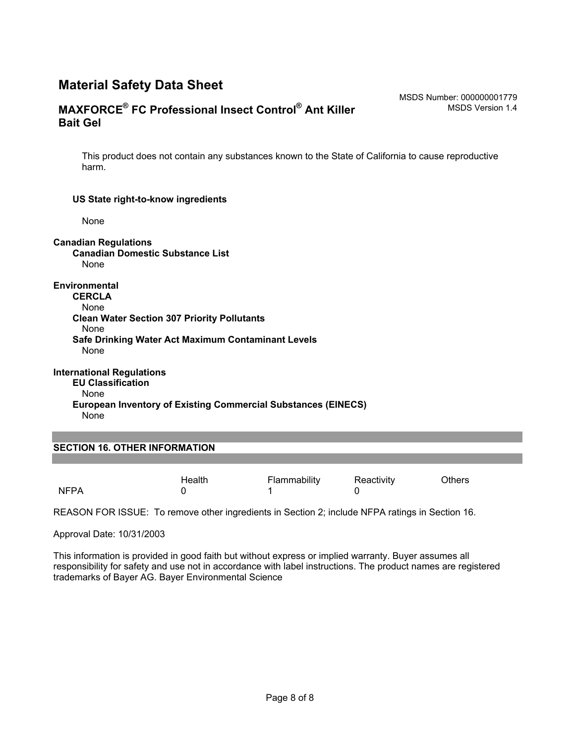This product does not contain any substances known to the State of California to cause reproductive harm.

**US State right-to-know ingredients**

None

**Canadian Regulations**

**Canadian Domestic Substance List**

None

**Environmental**

**CERCLA**

None

**Clean Water Section 307 Priority Pollutants**

None

**Safe Drinking Water Act Maximum Contaminant Levels**

None

**International Regulations**

**EU Classification**

None

**European Inventory of Existing Commercial Substances (EINECS)**

None

## SECTION 16. OTHER INFORMATION

| | Health | Flammability | Reactivity | Others |
|---|---|---|---|---|
| NFPA | 0 | 1 | 0 | |

REASON FOR ISSUE: To remove other ingredients in Section 2; include NFPA ratings in Section 16.

Approval Date: 10/31/2003

This information is provided in good faith but without express or implied warranty. Buyer assumes all responsibility for safety and use not in accordance with label instructions. The product names are registered trademarks of Bayer AG. Bayer Environmental Science